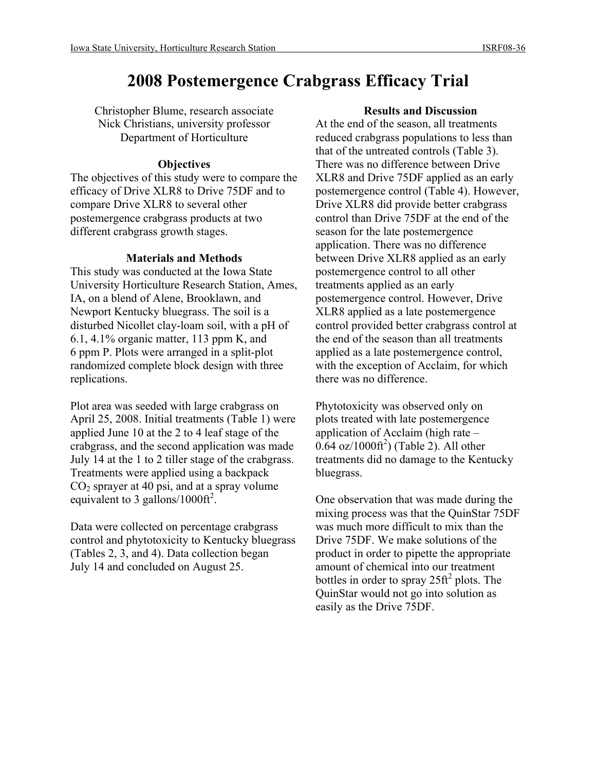# 2008 Postemergence Crabgrass Efficacy Trial

Christopher Blume, research associate
Nick Christians, university professor
Department of Horticulture

## Objectives

The objectives of this study were to compare the efficacy of Drive XLR8 to Drive 75DF and to compare Drive XLR8 to several other postemergence crabgrass products at two different crabgrass growth stages.

## Materials and Methods

This study was conducted at the Iowa State University Horticulture Research Station, Ames, IA, on a blend of Alene, Brooklawn, and Newport Kentucky bluegrass. The soil is a disturbed Nicollet clay-loam soil, with a pH of 6.1, 4.1% organic matter, 113 ppm K, and 6 ppm P. Plots were arranged in a split-plot randomized complete block design with three replications.

Plot area was seeded with large crabgrass on April 25, 2008. Initial treatments (Table 1) were applied June 10 at the 2 to 4 leaf stage of the crabgrass, and the second application was made July 14 at the 1 to 2 tiller stage of the crabgrass. Treatments were applied using a backpack $CO_2$ sprayer at 40 psi, and at a spray volume equivalent to 3 gallons/1000ft$^2$.

Data were collected on percentage crabgrass control and phytotoxicity to Kentucky bluegrass (Tables 2, 3, and 4). Data collection began July 14 and concluded on August 25.

## Results and Discussion

At the end of the season, all treatments reduced crabgrass populations to less than that of the untreated controls (Table 3). There was no difference between Drive XLR8 and Drive 75DF applied as an early postemergence control (Table 4). However, Drive XLR8 did provide better crabgrass control than Drive 75DF at the end of the season for the late postemergence application. There was no difference between Drive XLR8 applied as an early postemergence control to all other treatments applied as an early postemergence control. However, Drive XLR8 applied as a late postemergence control provided better crabgrass control at the end of the season than all treatments applied as a late postemergence control, with the exception of Acclaim, for which there was no difference.

Phytotoxicity was observed only on plots treated with late postemergence application of Acclaim (high rate – 0.64 oz/1000ft$^2$) (Table 2). All other treatments did no damage to the Kentucky bluegrass.

One observation that was made during the mixing process was that the QuinStar 75DF was much more difficult to mix than the Drive 75DF. We make solutions of the product in order to pipette the appropriate amount of chemical into our treatment bottles in order to spray 25ft$^2$ plots. The QuinStar would not go into solution as easily as the Drive 75DF.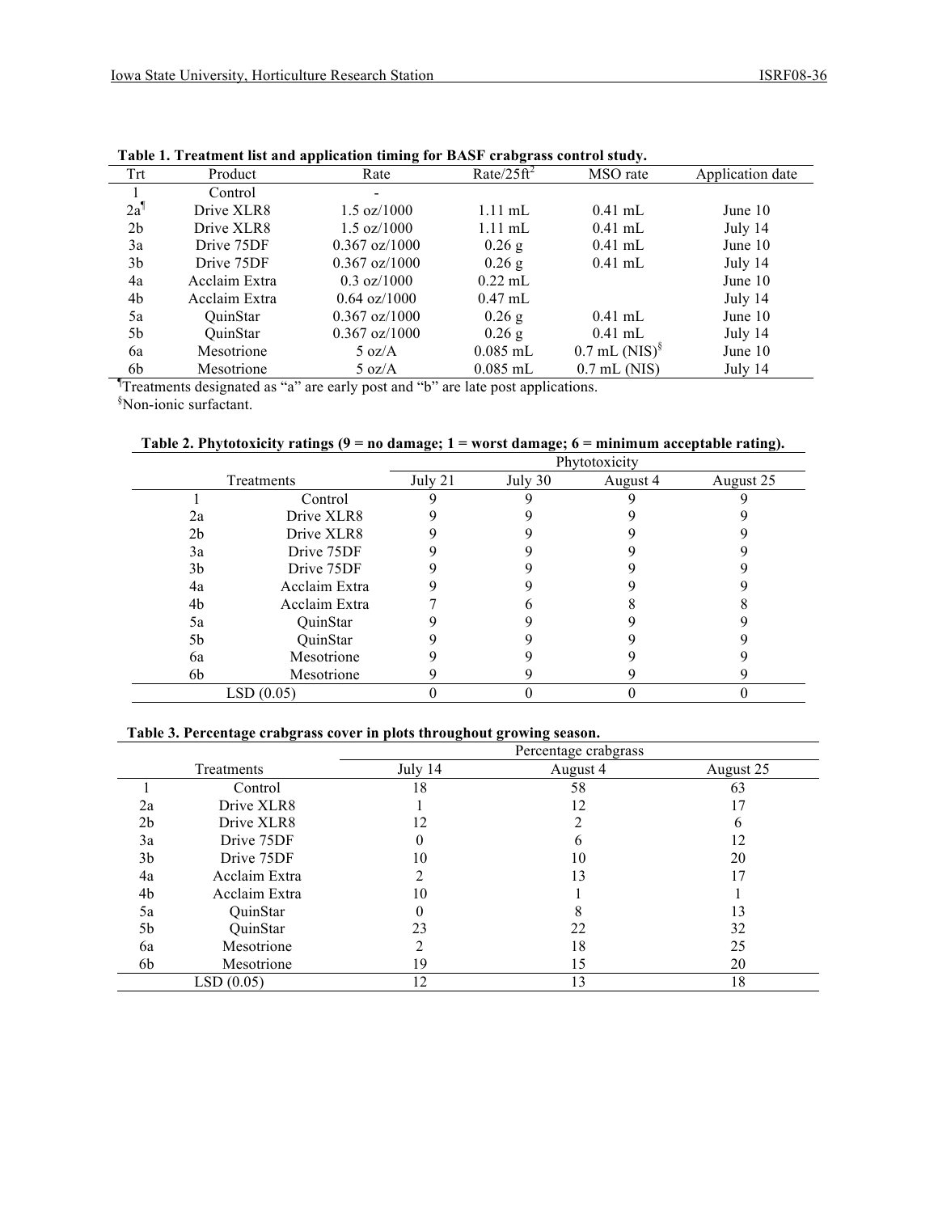**Table 1. Treatment list and application timing for BASF crabgrass control study.**

| Trt | Product | Rate | Rate/25ft$^2$ | MSO rate | Application date |
|---|---|---|---|---|---|
| 1 | Control | - | | | |
| 2a[¶] | Drive XLR8 | 1.5 oz/1000 | 1.11 mL | 0.41 mL | June 10 |
| 2b | Drive XLR8 | 1.5 oz/1000 | 1.11 mL | 0.41 mL | July 14 |
| 3a | Drive 75DF | 0.367 oz/1000 | 0.26 g | 0.41 mL | June 10 |
| 3b | Drive 75DF | 0.367 oz/1000 | 0.26 g | 0.41 mL | July 14 |
| 4a | Acclaim Extra | 0.3 oz/1000 | 0.22 mL | | June 10 |
| 4b | Acclaim Extra | 0.64 oz/1000 | 0.47 mL | | July 14 |
| 5a | QuinStar | 0.367 oz/1000 | 0.26 g | 0.41 mL | June 10 |
| 5b | QuinStar | 0.367 oz/1000 | 0.26 g | 0.41 mL | July 14 |
| 6a | Mesotrione | 5 oz/A | 0.085 mL | 0.7 mL (NIS)[§] | June 10 |
| 6b | Mesotrione | 5 oz/A | 0.085 mL | 0.7 mL (NIS) | July 14 |

[¶]Treatments designated as "a" are early post and "b" are late post applications.
[§]Non-ionic surfactant.

**Table 2. Phytotoxicity ratings (9 = no damage; 1 = worst damage; 6 = minimum acceptable rating).**

| Treatments | | Phytotoxicity | | | |
|---|---|---|---|---|---|
| | | July 21 | July 30 | August 4 | August 25 |
| 1 | Control | 9 | 9 | 9 | 9 |
| 2a | Drive XLR8 | 9 | 9 | 9 | 9 |
| 2b | Drive XLR8 | 9 | 9 | 9 | 9 |
| 3a | Drive 75DF | 9 | 9 | 9 | 9 |
| 3b | Drive 75DF | 9 | 9 | 9 | 9 |
| 4a | Acclaim Extra | 9 | 9 | 9 | 9 |
| 4b | Acclaim Extra | 7 | 6 | 8 | 8 |
| 5a | QuinStar | 9 | 9 | 9 | 9 |
| 5b | QuinStar | 9 | 9 | 9 | 9 |
| 6a | Mesotrione | 9 | 9 | 9 | 9 |
| 6b | Mesotrione | 9 | 9 | 9 | 9 |
| LSD (0.05) | | 0 | 0 | 0 | 0 |

**Table 3. Percentage crabgrass cover in plots throughout growing season.**

| Treatments | | Percentage crabgrass | | |
|---|---|---|---|---|
| | | July 14 | August 4 | August 25 |
| 1 | Control | 18 | 58 | 63 |
| 2a | Drive XLR8 | 1 | 12 | 17 |
| 2b | Drive XLR8 | 12 | 2 | 6 |
| 3a | Drive 75DF | 0 | 6 | 12 |
| 3b | Drive 75DF | 10 | 10 | 20 |
| 4a | Acclaim Extra | 2 | 13 | 17 |
| 4b | Acclaim Extra | 10 | 1 | 1 |
| 5a | QuinStar | 0 | 8 | 13 |
| 5b | QuinStar | 23 | 22 | 32 |
| 6a | Mesotrione | 2 | 18 | 25 |
| 6b | Mesotrione | 19 | 15 | 20 |
| LSD (0.05) | | 12 | 13 | 18 |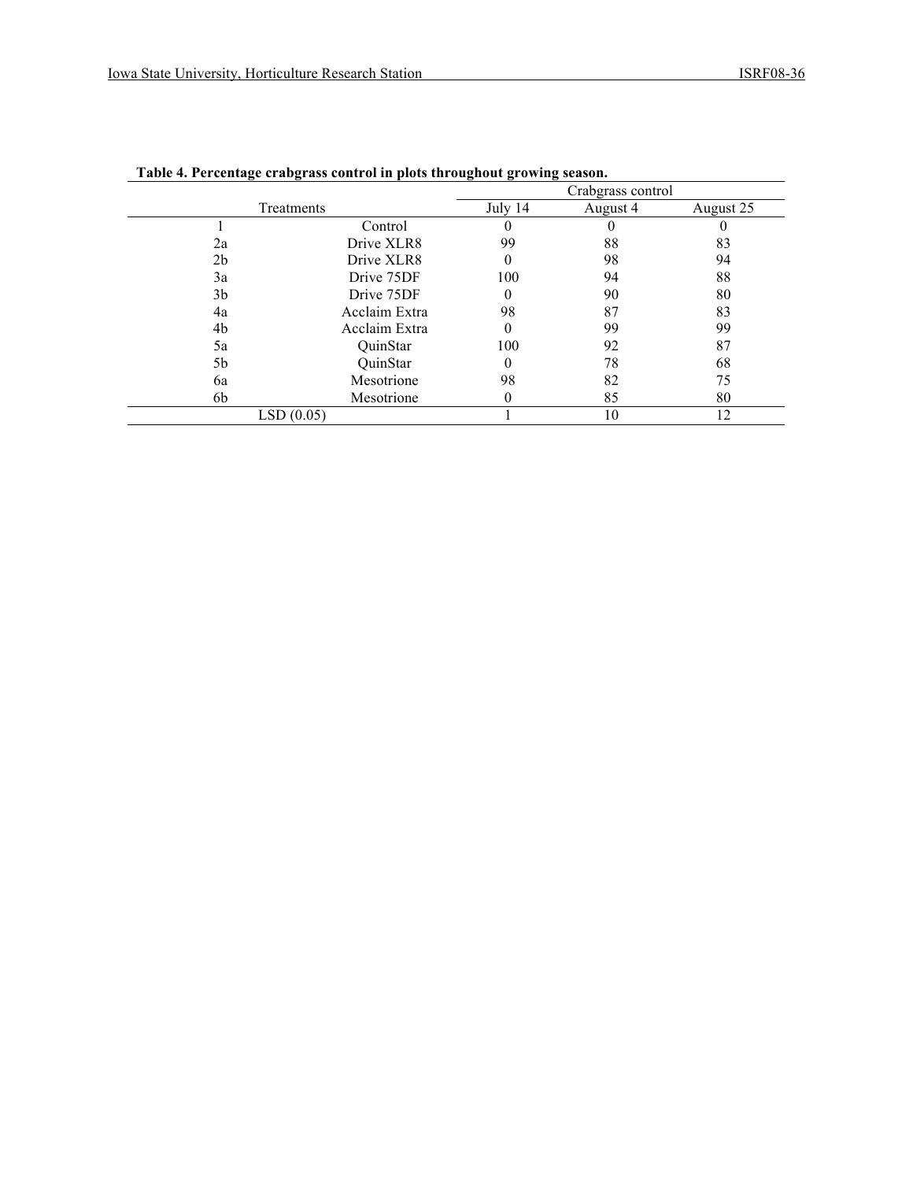**Table 4. Percentage crabgrass control in plots throughout growing season.**

| Treatments | | Crabgrass control | | |
|---|---|---|---|---|
| | | July 14 | August 4 | August 25 |
| 1 | Control | 0 | 0 | 0 |
| 2a | Drive XLR8 | 99 | 88 | 83 |
| 2b | Drive XLR8 | 0 | 98 | 94 |
| 3a | Drive 75DF | 100 | 94 | 88 |
| 3b | Drive 75DF | 0 | 90 | 80 |
| 4a | Acclaim Extra | 98 | 87 | 83 |
| 4b | Acclaim Extra | 0 | 99 | 99 |
| 5a | QuinStar | 100 | 92 | 87 |
| 5b | QuinStar | 0 | 78 | 68 |
| 6a | Mesotrione | 98 | 82 | 75 |
| 6b | Mesotrione | 0 | 85 | 80 |
| LSD (0.05) | | 1 | 10 | 12 |